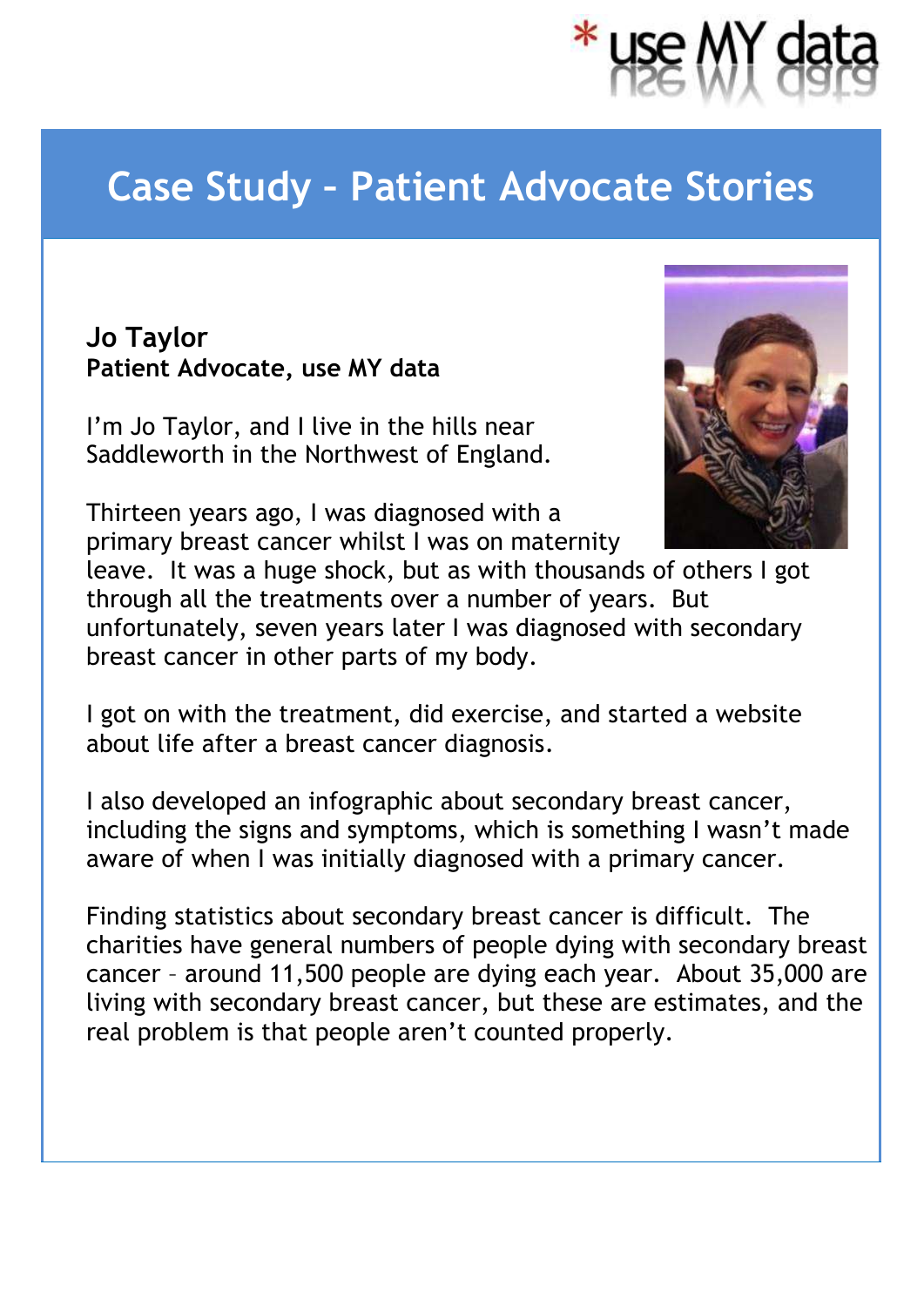*use MY data

# Case Study – Patient Advocate Stories

**Jo Taylor**
**Patient Advocate, use MY data**

I'm Jo Taylor, and I live in the hills near Saddleworth in the Northwest of England.

Thirteen years ago, I was diagnosed with a primary breast cancer whilst I was on maternity leave. It was a huge shock, but as with thousands of others I got through all the treatments over a number of years. But unfortunately, seven years later I was diagnosed with secondary breast cancer in other parts of my body.

I got on with the treatment, did exercise, and started a website about life after a breast cancer diagnosis.

I also developed an infographic about secondary breast cancer, including the signs and symptoms, which is something I wasn't made aware of when I was initially diagnosed with a primary cancer.

Finding statistics about secondary breast cancer is difficult. The charities have general numbers of people dying with secondary breast cancer – around 11,500 people are dying each year. About 35,000 are living with secondary breast cancer, but these are estimates, and the real problem is that people aren't counted properly.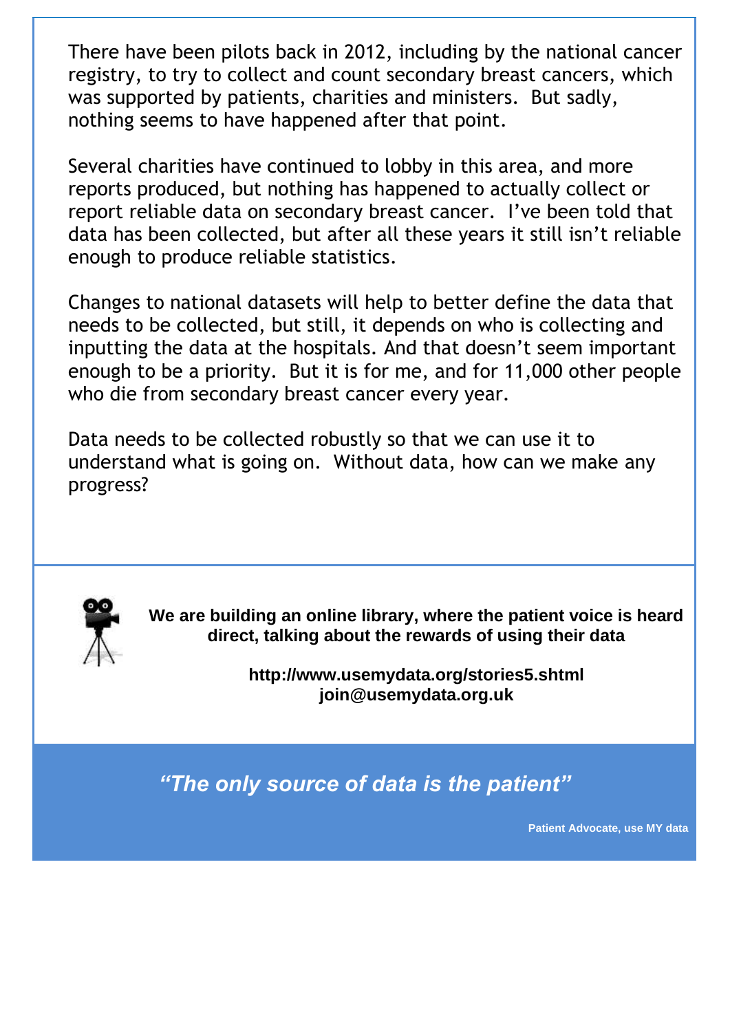There have been pilots back in 2012, including by the national cancer registry, to try to collect and count secondary breast cancers, which was supported by patients, charities and ministers. But sadly, nothing seems to have happened after that point.

Several charities have continued to lobby in this area, and more reports produced, but nothing has happened to actually collect or report reliable data on secondary breast cancer. I've been told that data has been collected, but after all these years it still isn't reliable enough to produce reliable statistics.

Changes to national datasets will help to better define the data that needs to be collected, but still, it depends on who is collecting and inputting the data at the hospitals. And that doesn't seem important enough to be a priority. But it is for me, and for 11,000 other people who die from secondary breast cancer every year.

Data needs to be collected robustly so that we can use it to understand what is going on. Without data, how can we make any progress?

**We are building an online library, where the patient voice is heard direct, talking about the rewards of using their data**

**http://www.usemydata.org/stories5.shtml**
**join@usemydata.org.uk**

***"The only source of data is the patient"***

**Patient Advocate, use MY data**